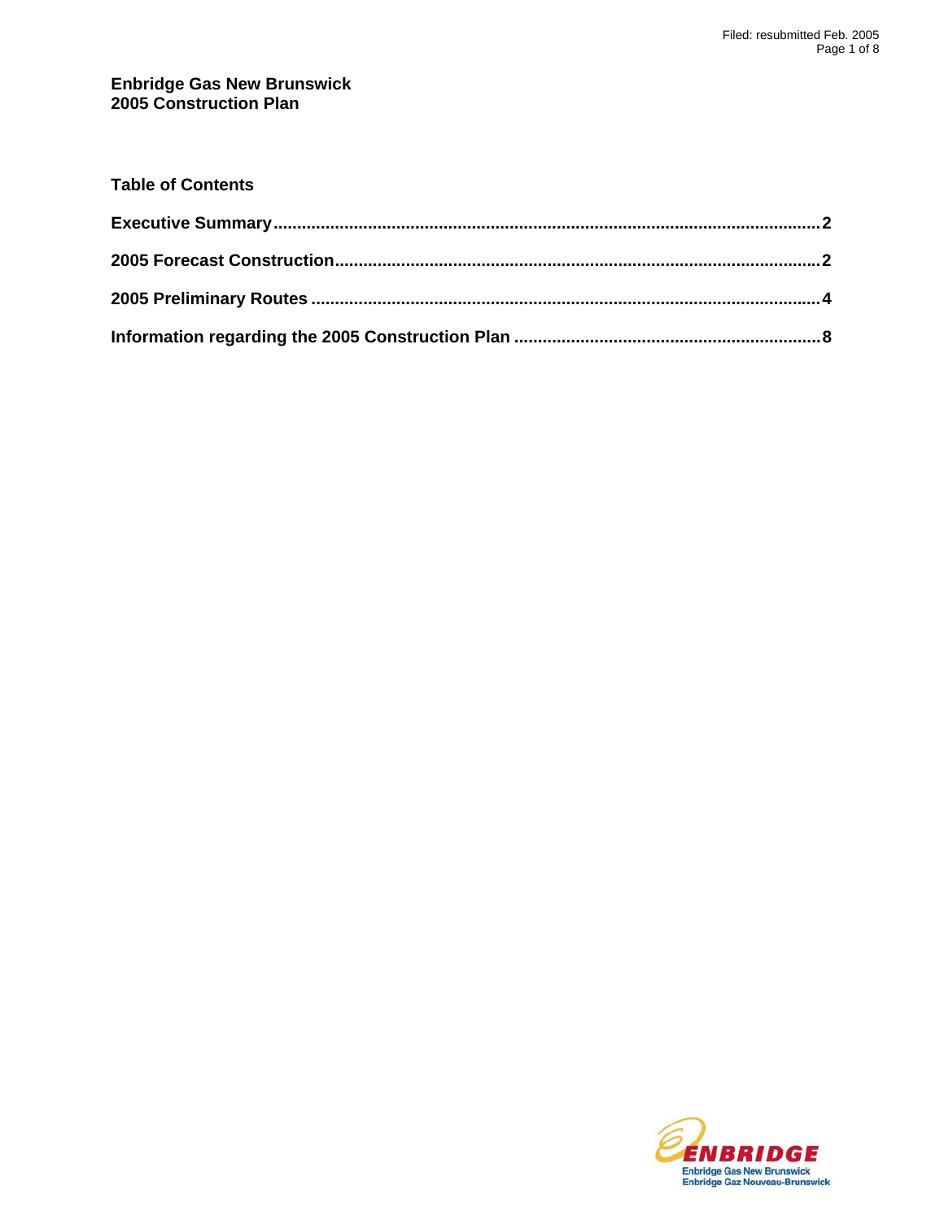# Enbridge Gas New Brunswick
# 2005 Construction Plan

## Table of Contents

**Executive Summary** .......... **2**

**2005 Forecast Construction** .......... **2**

**2005 Preliminary Routes** .......... **4**

**Information regarding the 2005 Construction Plan** .......... **8**

ENBRIDGE
Enbridge Gas New Brunswick
Enbridge Gaz Nouveau-Brunswick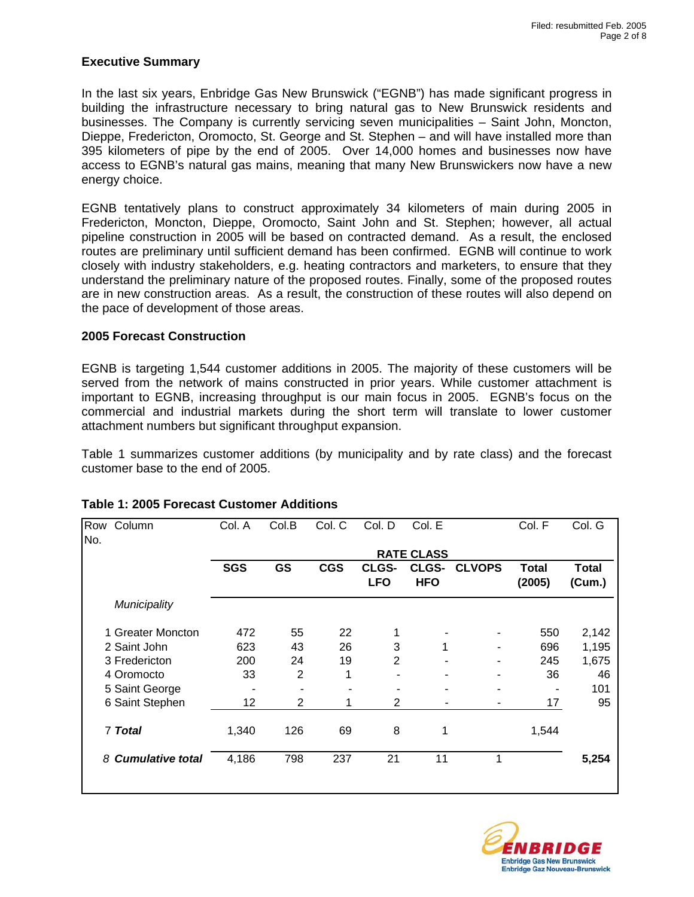### Executive Summary

In the last six years, Enbridge Gas New Brunswick ("EGNB") has made significant progress in building the infrastructure necessary to bring natural gas to New Brunswick residents and businesses. The Company is currently servicing seven municipalities – Saint John, Moncton, Dieppe, Fredericton, Oromocto, St. George and St. Stephen – and will have installed more than 395 kilometers of pipe by the end of 2005. Over 14,000 homes and businesses now have access to EGNB's natural gas mains, meaning that many New Brunswickers now have a new energy choice.

EGNB tentatively plans to construct approximately 34 kilometers of main during 2005 in Fredericton, Moncton, Dieppe, Oromocto, Saint John and St. Stephen; however, all actual pipeline construction in 2005 will be based on contracted demand. As a result, the enclosed routes are preliminary until sufficient demand has been confirmed. EGNB will continue to work closely with industry stakeholders, e.g. heating contractors and marketers, to ensure that they understand the preliminary nature of the proposed routes. Finally, some of the proposed routes are in new construction areas. As a result, the construction of these routes will also depend on the pace of development of those areas.

### 2005 Forecast Construction

EGNB is targeting 1,544 customer additions in 2005. The majority of these customers will be served from the network of mains constructed in prior years. While customer attachment is important to EGNB, increasing throughput is our main focus in 2005. EGNB's focus on the commercial and industrial markets during the short term will translate to lower customer attachment numbers but significant throughput expansion.

Table 1 summarizes customer additions (by municipality and by rate class) and the forecast customer base to the end of 2005.

**Table 1: 2005 Forecast Customer Additions**

| Row No. | Column | Col. A | Col.B | Col. C | Col. D | Col. E | | Col. F | Col. G |
|---|---|---|---|---|---|---|---|---|---|
| | | RATE CLASS | | | | | | | |
| | | **SGS** | **GS** | **CGS** | **CLGS-LFO** | **CLGS-HFO** | **CLVOPS** | **Total (2005)** | **Total (Cum.)** |
| | *Municipality* | | | | | | | | |
| 1 | Greater Moncton | 472 | 55 | 22 | 1 | - | - | 550 | 2,142 |
| 2 | Saint John | 623 | 43 | 26 | 3 | 1 | - | 696 | 1,195 |
| 3 | Fredericton | 200 | 24 | 19 | 2 | - | - | 245 | 1,675 |
| 4 | Oromocto | 33 | 2 | 1 | - | - | - | 36 | 46 |
| 5 | Saint George | - | - | - | - | - | - | - | 101 |
| 6 | Saint Stephen | 12 | 2 | 1 | 2 | - | - | 17 | 95 |
| 7 | ***Total*** | 1,340 | 126 | 69 | 8 | 1 | | 1,544 | |
| 8 | ***Cumulative total*** | 4,186 | 798 | 237 | 21 | 11 | 1 | | **5,254** |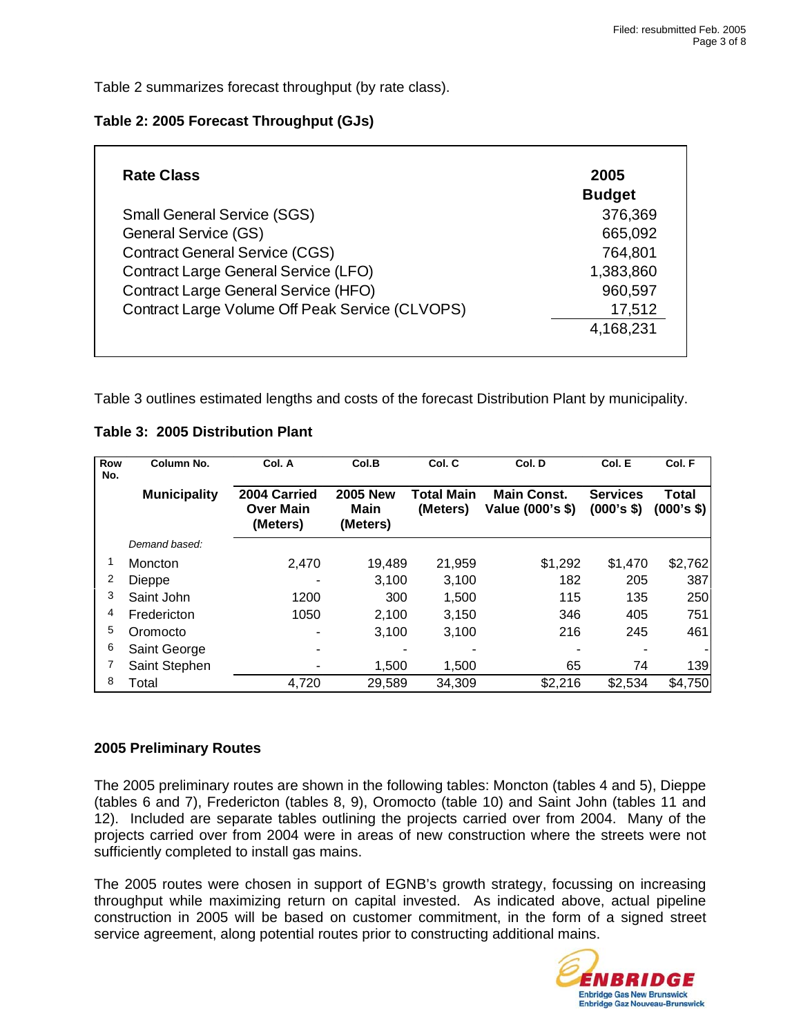Table 2 summarizes forecast throughput (by rate class).

**Table 2: 2005 Forecast Throughput (GJs)**

| Rate Class | 2005 Budget |
|---|---|
| Small General Service (SGS) | 376,369 |
| General Service (GS) | 665,092 |
| Contract General Service (CGS) | 764,801 |
| Contract Large General Service (LFO) | 1,383,860 |
| Contract Large General Service (HFO) | 960,597 |
| Contract Large Volume Off Peak Service (CLVOPS) | 17,512 |
| | 4,168,231 |

Table 3 outlines estimated lengths and costs of the forecast Distribution Plant by municipality.

**Table 3: 2005 Distribution Plant**

| Row No. | Column No. | Col. A | Col.B | Col. C | Col. D | Col. E | Col. F |
|---|---|---|---|---|---|---|---|
| | **Municipality** | **2004 Carried Over Main (Meters)** | **2005 New Main (Meters)** | **Total Main (Meters)** | **Main Const. Value (000's $)** | **Services (000's $)** | **Total (000's $)** |
| | *Demand based:* | | | | | | |
| 1 | Moncton | 2,470 | 19,489 | 21,959 | $1,292 | $1,470 | $2,762 |
| 2 | Dieppe | - | 3,100 | 3,100 | 182 | 205 | 387 |
| 3 | Saint John | 1200 | 300 | 1,500 | 115 | 135 | 250 |
| 4 | Fredericton | 1050 | 2,100 | 3,150 | 346 | 405 | 751 |
| 5 | Oromocto | - | 3,100 | 3,100 | 216 | 245 | 461 |
| 6 | Saint George | - | - | - | - | - | - |
| 7 | Saint Stephen | - | 1,500 | 1,500 | 65 | 74 | 139 |
| 8 | Total | 4,720 | 29,589 | 34,309 | $2,216 | $2,534 | $4,750 |

**2005 Preliminary Routes**

The 2005 preliminary routes are shown in the following tables: Moncton (tables 4 and 5), Dieppe (tables 6 and 7), Fredericton (tables 8, 9), Oromocto (table 10) and Saint John (tables 11 and 12). Included are separate tables outlining the projects carried over from 2004. Many of the projects carried over from 2004 were in areas of new construction where the streets were not sufficiently completed to install gas mains.

The 2005 routes were chosen in support of EGNB's growth strategy, focussing on increasing throughput while maximizing return on capital invested. As indicated above, actual pipeline construction in 2005 will be based on customer commitment, in the form of a signed street service agreement, along potential routes prior to constructing additional mains.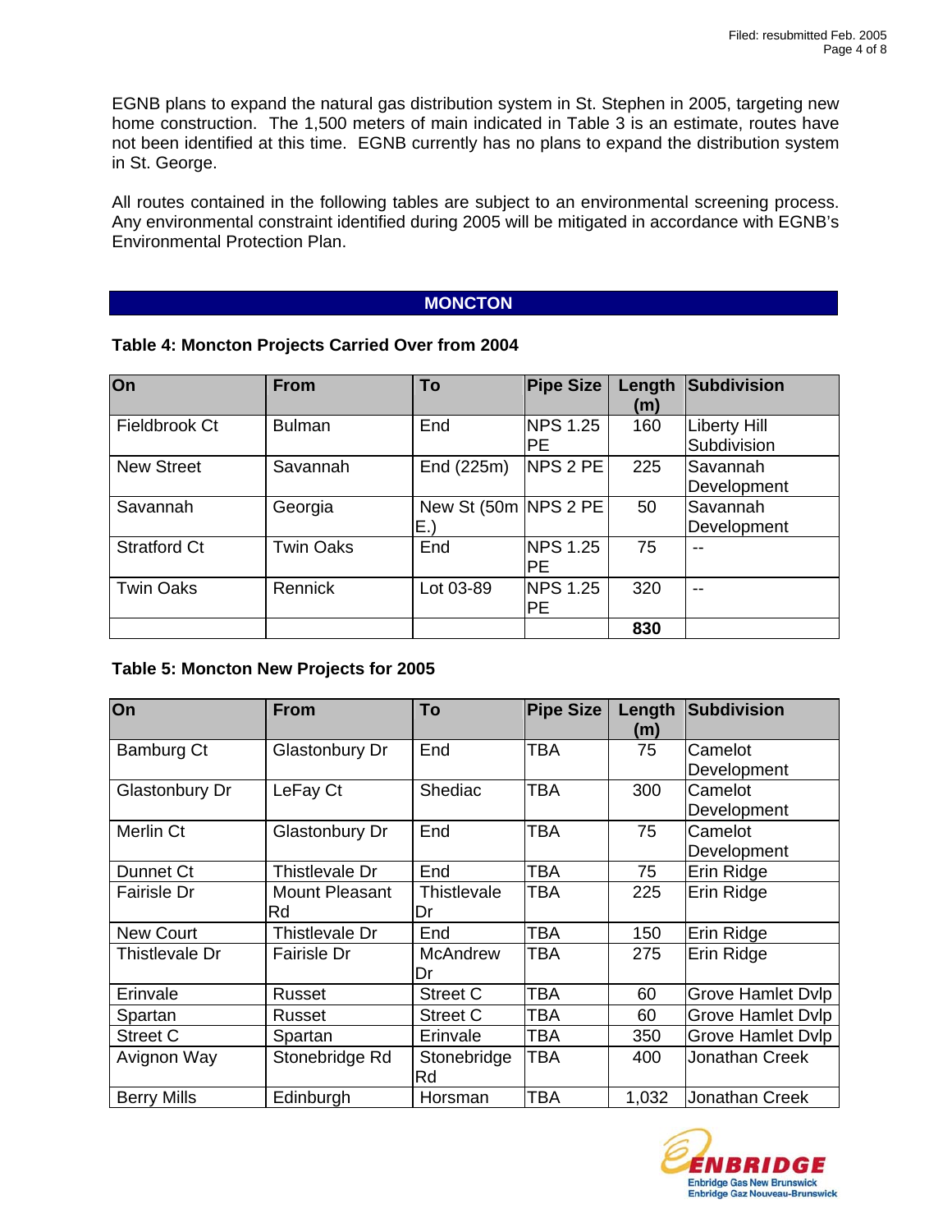EGNB plans to expand the natural gas distribution system in St. Stephen in 2005, targeting new home construction. The 1,500 meters of main indicated in Table 3 is an estimate, routes have not been identified at this time. EGNB currently has no plans to expand the distribution system in St. George.

All routes contained in the following tables are subject to an environmental screening process. Any environmental constraint identified during 2005 will be mitigated in accordance with EGNB's Environmental Protection Plan.

## MONCTON

**Table 4: Moncton Projects Carried Over from 2004**

| On | From | To | Pipe Size | Length (m) | Subdivision |
|---|---|---|---|---|---|
| Fieldbrook Ct | Bulman | End | NPS 1.25 PE | 160 | Liberty Hill Subdivision |
| New Street | Savannah | End (225m) | NPS 2 PE | 225 | Savannah Development |
| Savannah | Georgia | New St (50m E.) | NPS 2 PE | 50 | Savannah Development |
| Stratford Ct | Twin Oaks | End | NPS 1.25 PE | 75 | -- |
| Twin Oaks | Rennick | Lot 03-89 | NPS 1.25 PE | 320 | -- |
| | | | | **830** | |

**Table 5: Moncton New Projects for 2005**

| On | From | To | Pipe Size | Length (m) | Subdivision |
|---|---|---|---|---|---|
| Bamburg Ct | Glastonbury Dr | End | TBA | 75 | Camelot Development |
| Glastonbury Dr | LeFay Ct | Shediac | TBA | 300 | Camelot Development |
| Merlin Ct | Glastonbury Dr | End | TBA | 75 | Camelot Development |
| Dunnet Ct | Thistlevale Dr | End | TBA | 75 | Erin Ridge |
| Fairisle Dr | Mount Pleasant Rd | Thistlevale Dr | TBA | 225 | Erin Ridge |
| New Court | Thistlevale Dr | End | TBA | 150 | Erin Ridge |
| Thistlevale Dr | Fairisle Dr | McAndrew Dr | TBA | 275 | Erin Ridge |
| Erinvale | Russet | Street C | TBA | 60 | Grove Hamlet Dvlp |
| Spartan | Russet | Street C | TBA | 60 | Grove Hamlet Dvlp |
| Street C | Spartan | Erinvale | TBA | 350 | Grove Hamlet Dvlp |
| Avignon Way | Stonebridge Rd | Stonebridge Rd | TBA | 400 | Jonathan Creek |
| Berry Mills | Edinburgh | Horsman | TBA | 1,032 | Jonathan Creek |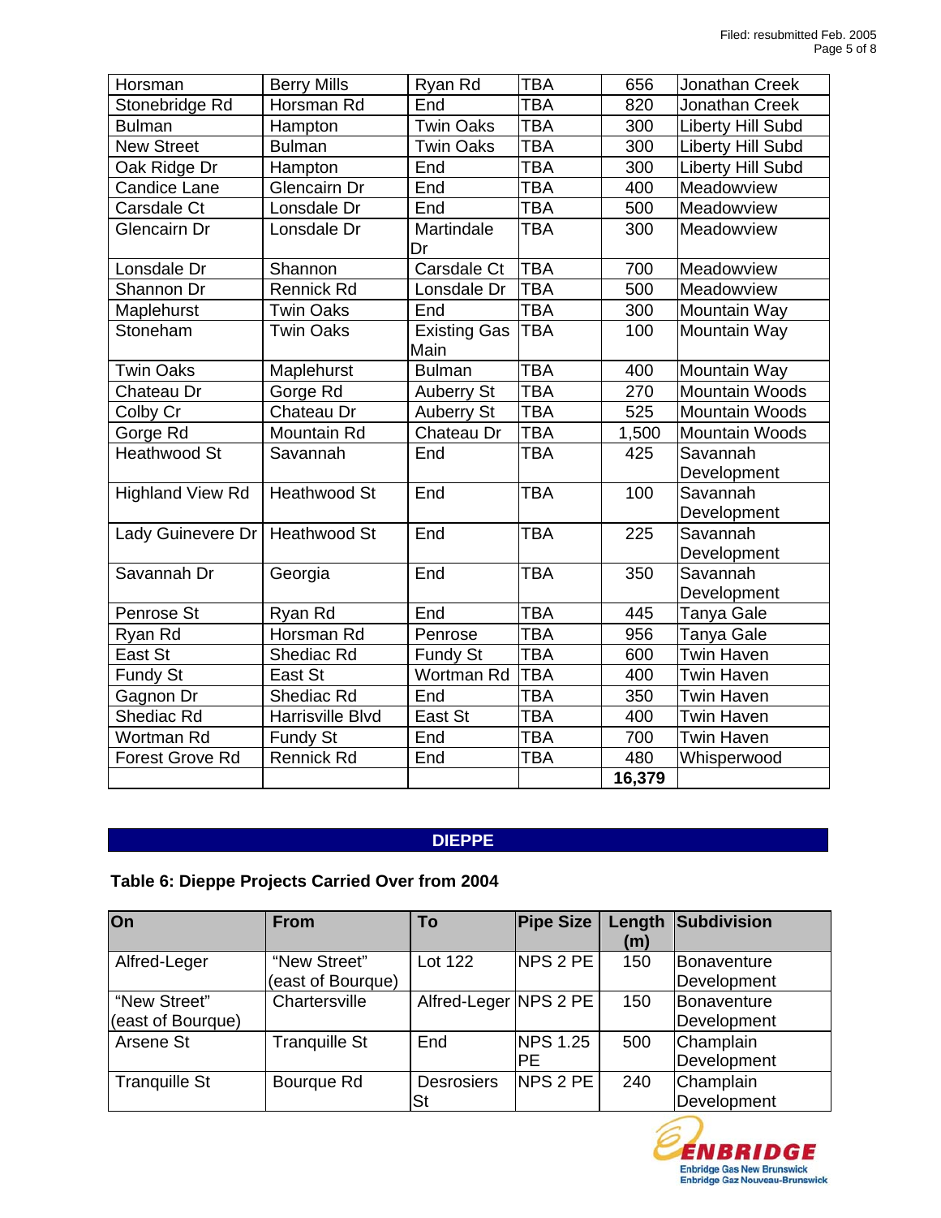| Horsman | Berry Mills | Ryan Rd | TBA | 656 | Jonathan Creek |
|---|---|---|---|---|---|
| Stonebridge Rd | Horsman Rd | End | TBA | 820 | Jonathan Creek |
| Bulman | Hampton | Twin Oaks | TBA | 300 | Liberty Hill Subd |
| New Street | Bulman | Twin Oaks | TBA | 300 | Liberty Hill Subd |
| Oak Ridge Dr | Hampton | End | TBA | 300 | Liberty Hill Subd |
| Candice Lane | Glencairn Dr | End | TBA | 400 | Meadowview |
| Carsdale Ct | Lonsdale Dr | End | TBA | 500 | Meadowview |
| Glencairn Dr | Lonsdale Dr | Martindale Dr | TBA | 300 | Meadowview |
| Lonsdale Dr | Shannon | Carsdale Ct | TBA | 700 | Meadowview |
| Shannon Dr | Rennick Rd | Lonsdale Dr | TBA | 500 | Meadowview |
| Maplehurst | Twin Oaks | End | TBA | 300 | Mountain Way |
| Stoneham | Twin Oaks | Existing Gas Main | TBA | 100 | Mountain Way |
| Twin Oaks | Maplehurst | Bulman | TBA | 400 | Mountain Way |
| Chateau Dr | Gorge Rd | Auberry St | TBA | 270 | Mountain Woods |
| Colby Cr | Chateau Dr | Auberry St | TBA | 525 | Mountain Woods |
| Gorge Rd | Mountain Rd | Chateau Dr | TBA | 1,500 | Mountain Woods |
| Heathwood St | Savannah | End | TBA | 425 | Savannah Development |
| Highland View Rd | Heathwood St | End | TBA | 100 | Savannah Development |
| Lady Guinevere Dr | Heathwood St | End | TBA | 225 | Savannah Development |
| Savannah Dr | Georgia | End | TBA | 350 | Savannah Development |
| Penrose St | Ryan Rd | End | TBA | 445 | Tanya Gale |
| Ryan Rd | Horsman Rd | Penrose | TBA | 956 | Tanya Gale |
| East St | Shediac Rd | Fundy St | TBA | 600 | Twin Haven |
| Fundy St | East St | Wortman Rd | TBA | 400 | Twin Haven |
| Gagnon Dr | Shediac Rd | End | TBA | 350 | Twin Haven |
| Shediac Rd | Harrisville Blvd | East St | TBA | 400 | Twin Haven |
| Wortman Rd | Fundy St | End | TBA | 700 | Twin Haven |
| Forest Grove Rd | Rennick Rd | End | TBA | 480 | Whisperwood |
| | | | | **16,379** | |

## DIEPPE

**Table 6: Dieppe Projects Carried Over from 2004**

| On | From | To | Pipe Size | Length (m) | Subdivision |
|---|---|---|---|---|---|
| Alfred-Leger | "New Street" (east of Bourque) | Lot 122 | NPS 2 PE | 150 | Bonaventure Development |
| "New Street" (east of Bourque) | Chartersville | Alfred-Leger | NPS 2 PE | 150 | Bonaventure Development |
| Arsene St | Tranquille St | End | NPS 1.25 PE | 500 | Champlain Development |
| Tranquille St | Bourque Rd | Desrosiers St | NPS 2 PE | 240 | Champlain Development |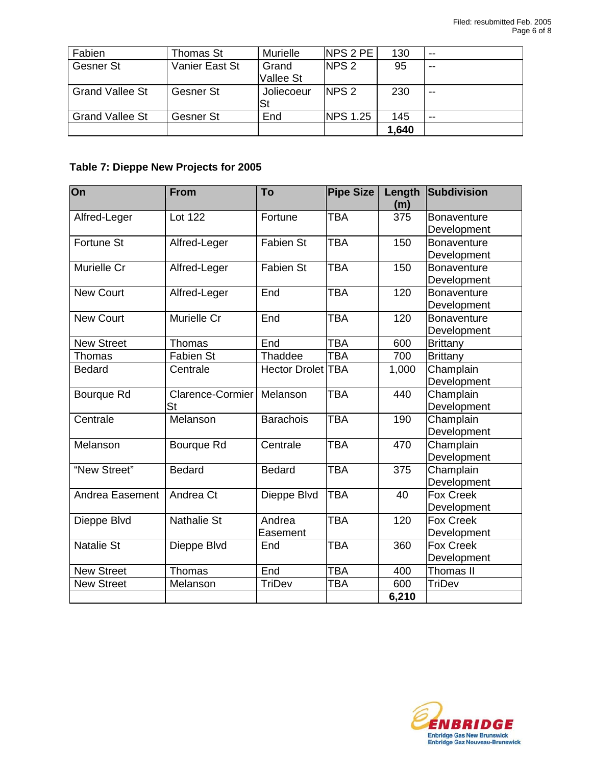| Fabien | Thomas St | Murielle | NPS 2 PE | 130 | -- |
|---|---|---|---|---|---|
| Gesner St | Vanier East St | Grand Vallee St | NPS 2 | 95 | -- |
| Grand Vallee St | Gesner St | Joliecoeur St | NPS 2 | 230 | -- |
| Grand Vallee St | Gesner St | End | NPS 1.25 | 145 | -- |
| | | | | **1,640** | |

**Table 7: Dieppe New Projects for 2005**

| On | From | To | Pipe Size | Length (m) | Subdivision |
|---|---|---|---|---|---|
| Alfred-Leger | Lot 122 | Fortune | TBA | 375 | Bonaventure Development |
| Fortune St | Alfred-Leger | Fabien St | TBA | 150 | Bonaventure Development |
| Murielle Cr | Alfred-Leger | Fabien St | TBA | 150 | Bonaventure Development |
| New Court | Alfred-Leger | End | TBA | 120 | Bonaventure Development |
| New Court | Murielle Cr | End | TBA | 120 | Bonaventure Development |
| New Street | Thomas | End | TBA | 600 | Brittany |
| Thomas | Fabien St | Thaddee | TBA | 700 | Brittany |
| Bedard | Centrale | Hector Drolet | TBA | 1,000 | Champlain Development |
| Bourque Rd | Clarence-Cormier St | Melanson | TBA | 440 | Champlain Development |
| Centrale | Melanson | Barachois | TBA | 190 | Champlain Development |
| Melanson | Bourque Rd | Centrale | TBA | 470 | Champlain Development |
| "New Street" | Bedard | Bedard | TBA | 375 | Champlain Development |
| Andrea Easement | Andrea Ct | Dieppe Blvd | TBA | 40 | Fox Creek Development |
| Dieppe Blvd | Nathalie St | Andrea Easement | TBA | 120 | Fox Creek Development |
| Natalie St | Dieppe Blvd | End | TBA | 360 | Fox Creek Development |
| New Street | Thomas | End | TBA | 400 | Thomas II |
| New Street | Melanson | TriDev | TBA | 600 | TriDev |
| | | | | **6,210** | |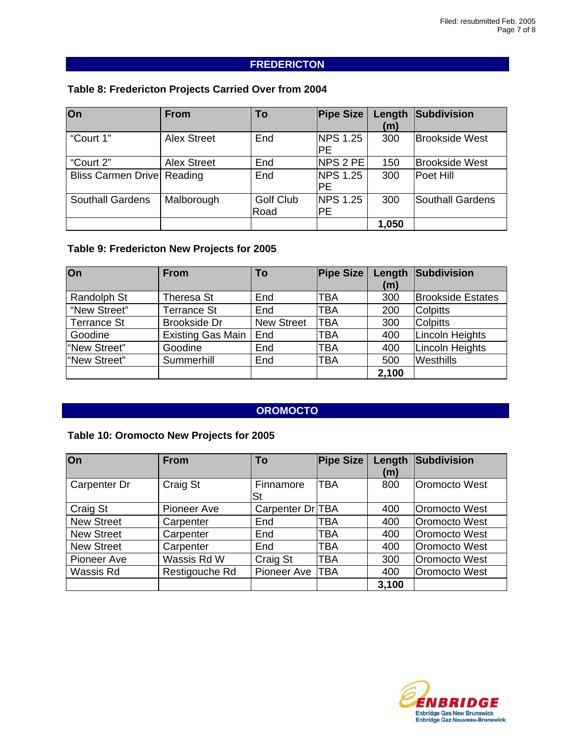## FREDERICTON

### Table 8: Fredericton Projects Carried Over from 2004

| On | From | To | Pipe Size | Length (m) | Subdivision |
|---|---|---|---|---|---|
| "Court 1" | Alex Street | End | NPS 1.25 PE | 300 | Brookside West |
| "Court 2" | Alex Street | End | NPS 2 PE | 150 | Brookside West |
| Bliss Carmen Drive | Reading | End | NPS 1.25 PE | 300 | Poet Hill |
| Southall Gardens | Malborough | Golf Club Road | NPS 1.25 PE | 300 | Southall Gardens |
| | | | | **1,050** | |

### Table 9: Fredericton New Projects for 2005

| On | From | To | Pipe Size | Length (m) | Subdivision |
|---|---|---|---|---|---|
| Randolph St | Theresa St | End | TBA | 300 | Brookside Estates |
| "New Street" | Terrance St | End | TBA | 200 | Colpitts |
| Terrance St | Brookside Dr | New Street | TBA | 300 | Colpitts |
| Goodine | Existing Gas Main | End | TBA | 400 | Lincoln Heights |
| "New Street" | Goodine | End | TBA | 400 | Lincoln Heights |
| "New Street" | Summerhill | End | TBA | 500 | Westhills |
| | | | | **2,100** | |

## OROMOCTO

### Table 10: Oromocto New Projects for 2005

| On | From | To | Pipe Size | Length (m) | Subdivision |
|---|---|---|---|---|---|
| Carpenter Dr | Craig St | Finnamore St | TBA | 800 | Oromocto West |
| Craig St | Pioneer Ave | Carpenter Dr | TBA | 400 | Oromocto West |
| New Street | Carpenter | End | TBA | 400 | Oromocto West |
| New Street | Carpenter | End | TBA | 400 | Oromocto West |
| New Street | Carpenter | End | TBA | 400 | Oromocto West |
| Pioneer Ave | Wassis Rd W | Craig St | TBA | 300 | Oromocto West |
| Wassis Rd | Restigouche Rd | Pioneer Ave | TBA | 400 | Oromocto West |
| | | | | **3,100** | |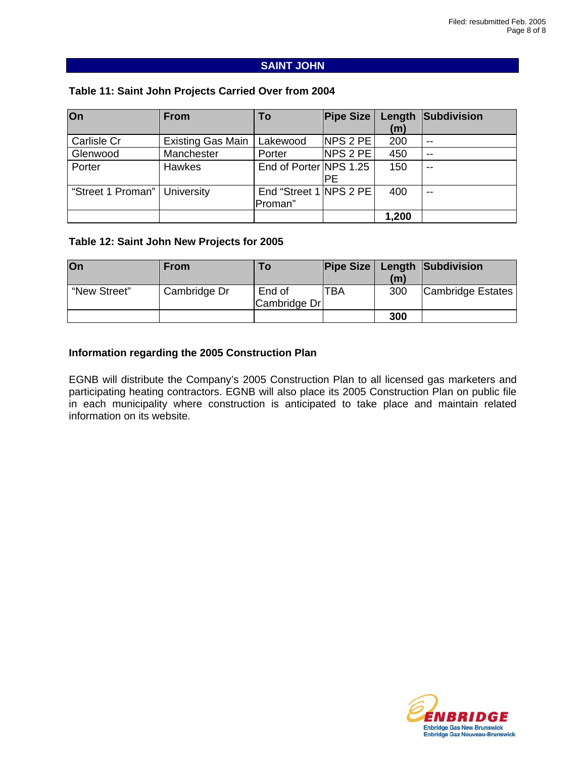## SAINT JOHN

**Table 11: Saint John Projects Carried Over from 2004**

| On | From | To | Pipe Size | Length (m) | Subdivision |
|---|---|---|---|---|---|
| Carlisle Cr | Existing Gas Main | Lakewood | NPS 2 PE | 200 | -- |
| Glenwood | Manchester | Porter | NPS 2 PE | 450 | -- |
| Porter | Hawkes | End of Porter | NPS 1.25 PE | 150 | -- |
| "Street 1 Proman" | University | End "Street 1 Proman" | NPS 2 PE | 400 | -- |
| | | | | **1,200** | |

**Table 12: Saint John New Projects for 2005**

| On | From | To | Pipe Size | Length (m) | Subdivision |
|---|---|---|---|---|---|
| "New Street" | Cambridge Dr | End of Cambridge Dr | TBA | 300 | Cambridge Estates |
| | | | | **300** | |

**Information regarding the 2005 Construction Plan**

EGNB will distribute the Company's 2005 Construction Plan to all licensed gas marketers and participating heating contractors. EGNB will also place its 2005 Construction Plan on public file in each municipality where construction is anticipated to take place and maintain related information on its website.